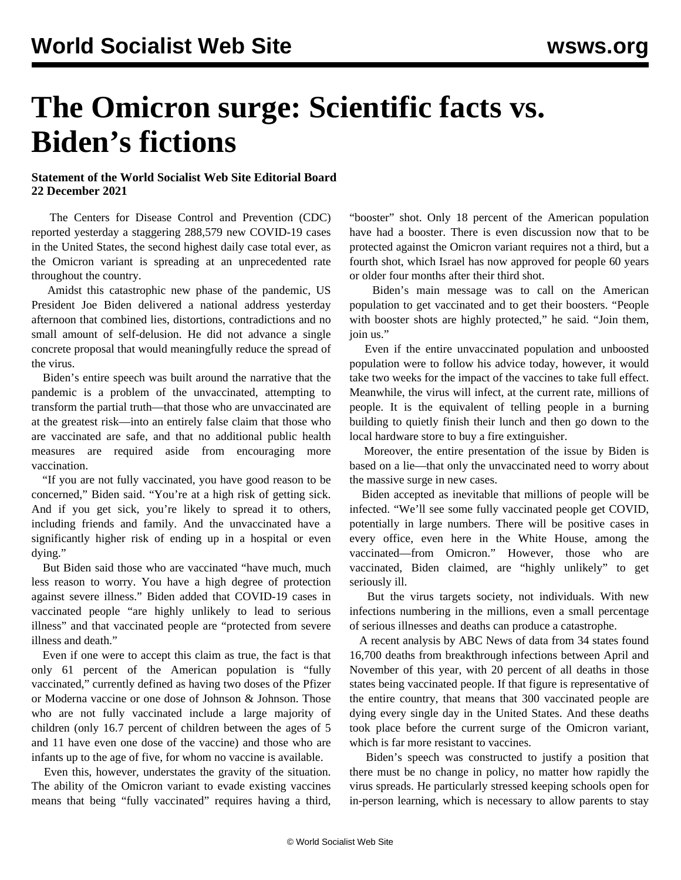# The Omicron surge: Scientific facts vs. Biden's fictions

**Statement of the World Socialist Web Site Editorial Board**
**22 December 2021**

The Centers for Disease Control and Prevention (CDC) reported yesterday a staggering 288,579 new COVID-19 cases in the United States, the second highest daily case total ever, as the Omicron variant is spreading at an unprecedented rate throughout the country.

Amidst this catastrophic new phase of the pandemic, US President Joe Biden delivered a national address yesterday afternoon that combined lies, distortions, contradictions and no small amount of self-delusion. He did not advance a single concrete proposal that would meaningfully reduce the spread of the virus.

Biden's entire speech was built around the narrative that the pandemic is a problem of the unvaccinated, attempting to transform the partial truth—that those who are unvaccinated are at the greatest risk—into an entirely false claim that those who are vaccinated are safe, and that no additional public health measures are required aside from encouraging more vaccination.

"If you are not fully vaccinated, you have good reason to be concerned," Biden said. "You're at a high risk of getting sick. And if you get sick, you're likely to spread it to others, including friends and family. And the unvaccinated have a significantly higher risk of ending up in a hospital or even dying."

But Biden said those who are vaccinated "have much, much less reason to worry. You have a high degree of protection against severe illness." Biden added that COVID-19 cases in vaccinated people "are highly unlikely to lead to serious illness" and that vaccinated people are "protected from severe illness and death."

Even if one were to accept this claim as true, the fact is that only 61 percent of the American population is "fully vaccinated," currently defined as having two doses of the Pfizer or Moderna vaccine or one dose of Johnson & Johnson. Those who are not fully vaccinated include a large majority of children (only 16.7 percent of children between the ages of 5 and 11 have even one dose of the vaccine) and those who are infants up to the age of five, for whom no vaccine is available.

Even this, however, understates the gravity of the situation. The ability of the Omicron variant to evade existing vaccines means that being "fully vaccinated" requires having a third, "booster" shot. Only 18 percent of the American population have had a booster. There is even discussion now that to be protected against the Omicron variant requires not a third, but a fourth shot, which Israel has now approved for people 60 years or older four months after their third shot.

Biden's main message was to call on the American population to get vaccinated and to get their boosters. "People with booster shots are highly protected," he said. "Join them, join us."

Even if the entire unvaccinated population and unboosted population were to follow his advice today, however, it would take two weeks for the impact of the vaccines to take full effect. Meanwhile, the virus will infect, at the current rate, millions of people. It is the equivalent of telling people in a burning building to quietly finish their lunch and then go down to the local hardware store to buy a fire extinguisher.

Moreover, the entire presentation of the issue by Biden is based on a lie—that only the unvaccinated need to worry about the massive surge in new cases.

Biden accepted as inevitable that millions of people will be infected. "We'll see some fully vaccinated people get COVID, potentially in large numbers. There will be positive cases in every office, even here in the White House, among the vaccinated—from Omicron." However, those who are vaccinated, Biden claimed, are "highly unlikely" to get seriously ill.

But the virus targets society, not individuals. With new infections numbering in the millions, even a small percentage of serious illnesses and deaths can produce a catastrophe.

A recent analysis by ABC News of data from 34 states found 16,700 deaths from breakthrough infections between April and November of this year, with 20 percent of all deaths in those states being vaccinated people. If that figure is representative of the entire country, that means that 300 vaccinated people are dying every single day in the United States. And these deaths took place before the current surge of the Omicron variant, which is far more resistant to vaccines.

Biden's speech was constructed to justify a position that there must be no change in policy, no matter how rapidly the virus spreads. He particularly stressed keeping schools open for in-person learning, which is necessary to allow parents to stay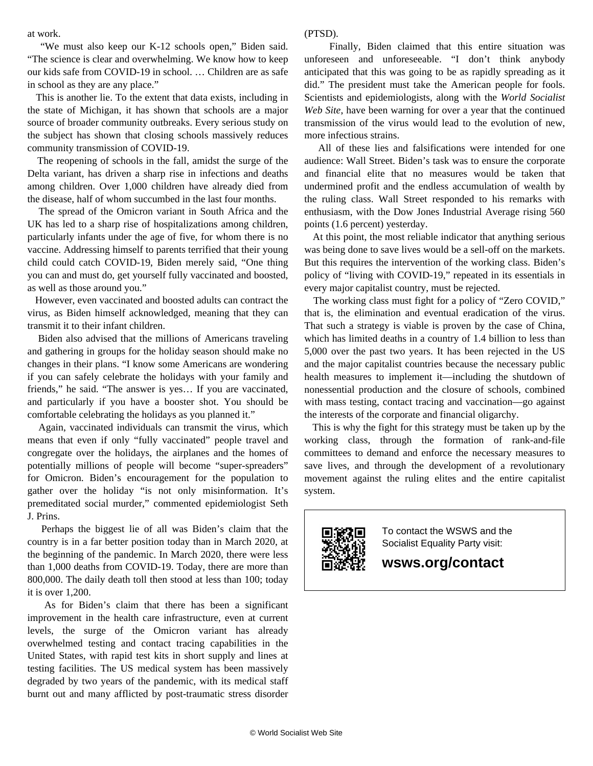at work.

"We must also keep our K-12 schools open," Biden said. "The science is clear and overwhelming. We know how to keep our kids safe from COVID-19 in school. … Children are as safe in school as they are any place."

This is another lie. To the extent that data exists, including in the state of Michigan, it has shown that schools are a major source of broader community outbreaks. Every serious study on the subject has shown that closing schools massively reduces community transmission of COVID-19.

The reopening of schools in the fall, amidst the surge of the Delta variant, has driven a sharp rise in infections and deaths among children. Over 1,000 children have already died from the disease, half of whom succumbed in the last four months.

The spread of the Omicron variant in South Africa and the UK has led to a sharp rise of hospitalizations among children, particularly infants under the age of five, for whom there is no vaccine. Addressing himself to parents terrified that their young child could catch COVID-19, Biden merely said, "One thing you can and must do, get yourself fully vaccinated and boosted, as well as those around you."

However, even vaccinated and boosted adults can contract the virus, as Biden himself acknowledged, meaning that they can transmit it to their infant children.

Biden also advised that the millions of Americans traveling and gathering in groups for the holiday season should make no changes in their plans. "I know some Americans are wondering if you can safely celebrate the holidays with your family and friends," he said. "The answer is yes… If you are vaccinated, and particularly if you have a booster shot. You should be comfortable celebrating the holidays as you planned it."

Again, vaccinated individuals can transmit the virus, which means that even if only "fully vaccinated" people travel and congregate over the holidays, the airplanes and the homes of potentially millions of people will become "super-spreaders" for Omicron. Biden's encouragement for the population to gather over the holiday "is not only misinformation. It's premeditated social murder," commented epidemiologist Seth J. Prins.

Perhaps the biggest lie of all was Biden's claim that the country is in a far better position today than in March 2020, at the beginning of the pandemic. In March 2020, there were less than 1,000 deaths from COVID-19. Today, there are more than 800,000. The daily death toll then stood at less than 100; today it is over 1,200.

As for Biden's claim that there has been a significant improvement in the health care infrastructure, even at current levels, the surge of the Omicron variant has already overwhelmed testing and contact tracing capabilities in the United States, with rapid test kits in short supply and lines at testing facilities. The US medical system has been massively degraded by two years of the pandemic, with its medical staff burnt out and many afflicted by post-traumatic stress disorder (PTSD).

Finally, Biden claimed that this entire situation was unforeseen and unforeseeable. "I don't think anybody anticipated that this was going to be as rapidly spreading as it did." The president must take the American people for fools. Scientists and epidemiologists, along with the *World Socialist Web Site*, have been warning for over a year that the continued transmission of the virus would lead to the evolution of new, more infectious strains.

All of these lies and falsifications were intended for one audience: Wall Street. Biden's task was to ensure the corporate and financial elite that no measures would be taken that undermined profit and the endless accumulation of wealth by the ruling class. Wall Street responded to his remarks with enthusiasm, with the Dow Jones Industrial Average rising 560 points (1.6 percent) yesterday.

At this point, the most reliable indicator that anything serious was being done to save lives would be a sell-off on the markets. But this requires the intervention of the working class. Biden's policy of "living with COVID-19," repeated in its essentials in every major capitalist country, must be rejected.

The working class must fight for a policy of "Zero COVID," that is, the elimination and eventual eradication of the virus. That such a strategy is viable is proven by the case of China, which has limited deaths in a country of 1.4 billion to less than 5,000 over the past two years. It has been rejected in the US and the major capitalist countries because the necessary public health measures to implement it—including the shutdown of nonessential production and the closure of schools, combined with mass testing, contact tracing and vaccination—go against the interests of the corporate and financial oligarchy.

This is why the fight for this strategy must be taken up by the working class, through the formation of rank-and-file committees to demand and enforce the necessary measures to save lives, and through the development of a revolutionary movement against the ruling elites and the entire capitalist system.

To contact the WSWS and the Socialist Equality Party visit:

**wsws.org/contact**